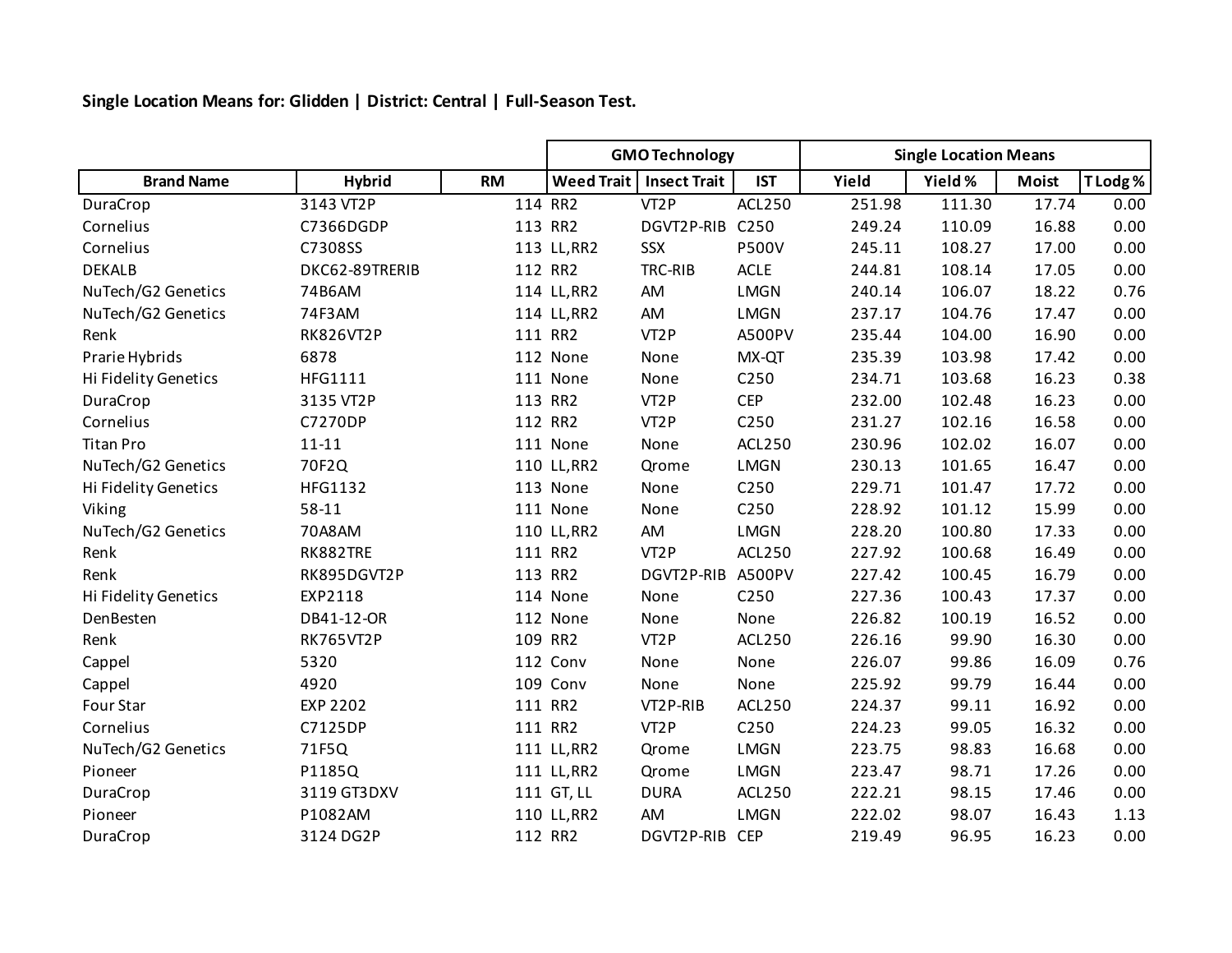**Single Location Means for: Glidden | District: Central | Full-Season Test.**

| | | | GMO Technology | | | Single Location Means | | | |
|---|---|---|---|---|---|---|---|---|---|
| **Brand Name** | **Hybrid** | **RM** | **Weed Trait** | **Insect Trait** | **IST** | **Yield** | **Yield %** | **Moist** | **T Lodg %** |
| DuraCrop | 3143 VT2P | 114 | RR2 | VT2P | ACL250 | 251.98 | 111.30 | 17.74 | 0.00 |
| Cornelius | C7366DGDP | 113 | RR2 | DGVT2P-RIB | C250 | 249.24 | 110.09 | 16.88 | 0.00 |
| Cornelius | C7308SS | 113 | LL,RR2 | SSX | P500V | 245.11 | 108.27 | 17.00 | 0.00 |
| DEKALB | DKC62-89TRERIB | 112 | RR2 | TRC-RIB | ACLE | 244.81 | 108.14 | 17.05 | 0.00 |
| NuTech/G2 Genetics | 74B6AM | 114 | LL,RR2 | AM | LMGN | 240.14 | 106.07 | 18.22 | 0.76 |
| NuTech/G2 Genetics | 74F3AM | 114 | LL,RR2 | AM | LMGN | 237.17 | 104.76 | 17.47 | 0.00 |
| Renk | RK826VT2P | 111 | RR2 | VT2P | A500PV | 235.44 | 104.00 | 16.90 | 0.00 |
| Prarie Hybrids | 6878 | 112 | None | None | MX-QT | 235.39 | 103.98 | 17.42 | 0.00 |
| Hi Fidelity Genetics | HFG1111 | 111 | None | None | C250 | 234.71 | 103.68 | 16.23 | 0.38 |
| DuraCrop | 3135 VT2P | 113 | RR2 | VT2P | CEP | 232.00 | 102.48 | 16.23 | 0.00 |
| Cornelius | C7270DP | 112 | RR2 | VT2P | C250 | 231.27 | 102.16 | 16.58 | 0.00 |
| Titan Pro | 11-11 | 111 | None | None | ACL250 | 230.96 | 102.02 | 16.07 | 0.00 |
| NuTech/G2 Genetics | 70F2Q | 110 | LL,RR2 | Qrome | LMGN | 230.13 | 101.65 | 16.47 | 0.00 |
| Hi Fidelity Genetics | HFG1132 | 113 | None | None | C250 | 229.71 | 101.47 | 17.72 | 0.00 |
| Viking | 58-11 | 111 | None | None | C250 | 228.92 | 101.12 | 15.99 | 0.00 |
| NuTech/G2 Genetics | 70A8AM | 110 | LL,RR2 | AM | LMGN | 228.20 | 100.80 | 17.33 | 0.00 |
| Renk | RK882TRE | 111 | RR2 | VT2P | ACL250 | 227.92 | 100.68 | 16.49 | 0.00 |
| Renk | RK895DGVT2P | 113 | RR2 | DGVT2P-RIB | A500PV | 227.42 | 100.45 | 16.79 | 0.00 |
| Hi Fidelity Genetics | EXP2118 | 114 | None | None | C250 | 227.36 | 100.43 | 17.37 | 0.00 |
| DenBesten | DB41-12-OR | 112 | None | None | None | 226.82 | 100.19 | 16.52 | 0.00 |
| Renk | RK765VT2P | 109 | RR2 | VT2P | ACL250 | 226.16 | 99.90 | 16.30 | 0.00 |
| Cappel | 5320 | 112 | Conv | None | None | 226.07 | 99.86 | 16.09 | 0.76 |
| Cappel | 4920 | 109 | Conv | None | None | 225.92 | 99.79 | 16.44 | 0.00 |
| Four Star | EXP 2202 | 111 | RR2 | VT2P-RIB | ACL250 | 224.37 | 99.11 | 16.92 | 0.00 |
| Cornelius | C7125DP | 111 | RR2 | VT2P | C250 | 224.23 | 99.05 | 16.32 | 0.00 |
| NuTech/G2 Genetics | 71F5Q | 111 | LL,RR2 | Qrome | LMGN | 223.75 | 98.83 | 16.68 | 0.00 |
| Pioneer | P1185Q | 111 | LL,RR2 | Qrome | LMGN | 223.47 | 98.71 | 17.26 | 0.00 |
| DuraCrop | 3119 GT3DXV | 111 | GT, LL | DURA | ACL250 | 222.21 | 98.15 | 17.46 | 0.00 |
| Pioneer | P1082AM | 110 | LL,RR2 | AM | LMGN | 222.02 | 98.07 | 16.43 | 1.13 |
| DuraCrop | 3124 DG2P | 112 | RR2 | DGVT2P-RIB | CEP | 219.49 | 96.95 | 16.23 | 0.00 |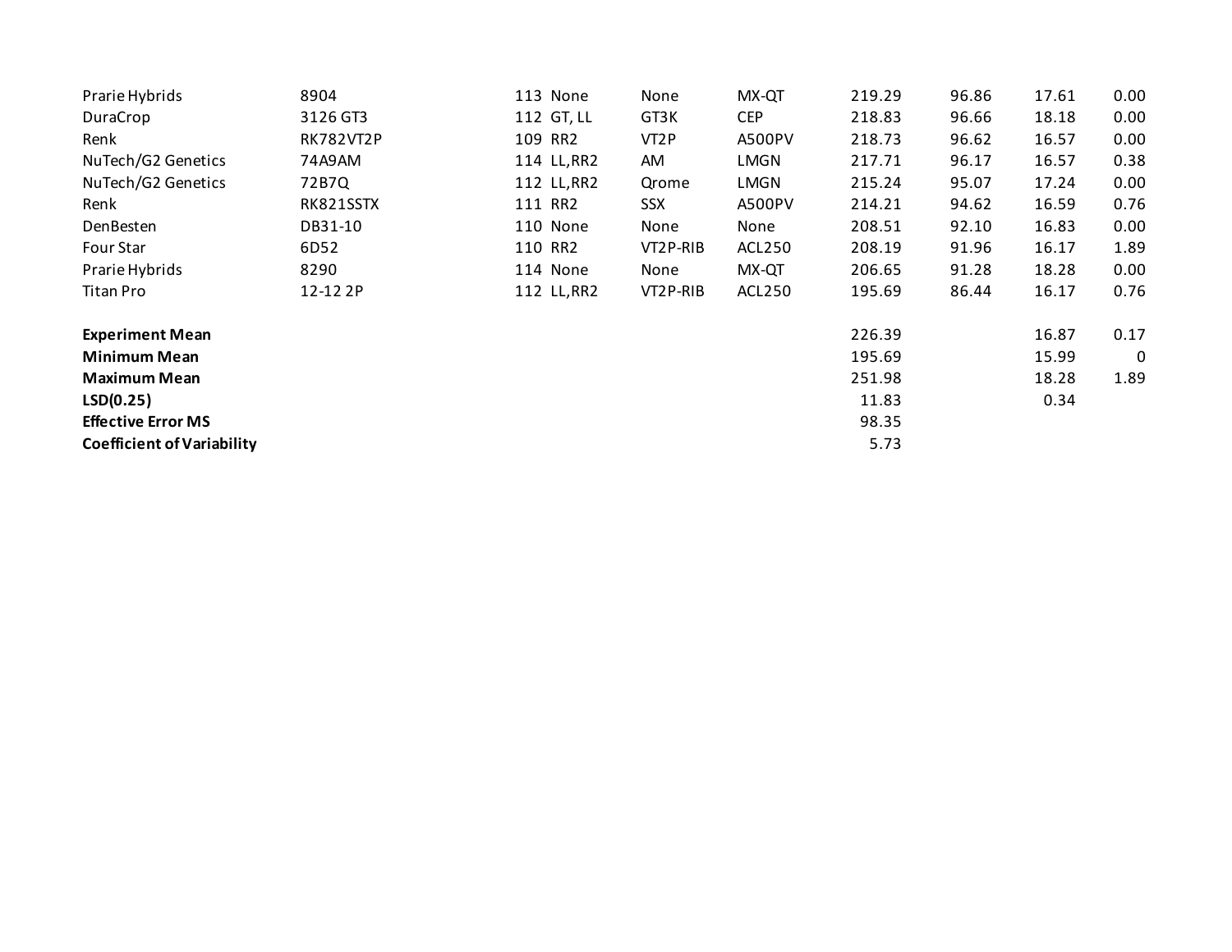| | | | | | | | | | |
|---|---|---|---|---|---|---|---|---|---|
| Prarie Hybrids | 8904 | 113 | None | None | MX-QT | 219.29 | 96.86 | 17.61 | 0.00 |
| DuraCrop | 3126 GT3 | 112 | GT, LL | GT3K | CEP | 218.83 | 96.66 | 18.18 | 0.00 |
| Renk | RK782VT2P | 109 | RR2 | VT2P | A500PV | 218.73 | 96.62 | 16.57 | 0.00 |
| NuTech/G2 Genetics | 74A9AM | 114 | LL,RR2 | AM | LMGN | 217.71 | 96.17 | 16.57 | 0.38 |
| NuTech/G2 Genetics | 72B7Q | 112 | LL,RR2 | Qrome | LMGN | 215.24 | 95.07 | 17.24 | 0.00 |
| Renk | RK821SSTX | 111 | RR2 | SSX | A500PV | 214.21 | 94.62 | 16.59 | 0.76 |
| DenBesten | DB31-10 | 110 | None | None | None | 208.51 | 92.10 | 16.83 | 0.00 |
| Four Star | 6D52 | 110 | RR2 | VT2P-RIB | ACL250 | 208.19 | 91.96 | 16.17 | 1.89 |
| Prarie Hybrids | 8290 | 114 | None | None | MX-QT | 206.65 | 91.28 | 18.28 | 0.00 |
| Titan Pro | 12-12 2P | 112 | LL,RR2 | VT2P-RIB | ACL250 | 195.69 | 86.44 | 16.17 | 0.76 |
| | | | | | | | | | |
| **Experiment Mean** | | | | | | 226.39 | | 16.87 | 0.17 |
| **Minimum Mean** | | | | | | 195.69 | | 15.99 | 0 |
| **Maximum Mean** | | | | | | 251.98 | | 18.28 | 1.89 |
| **LSD(0.25)** | | | | | | 11.83 | | 0.34 | |
| **Effective Error MS** | | | | | | 98.35 | | | |
| **Coefficient of Variability** | | | | | | 5.73 | | | |